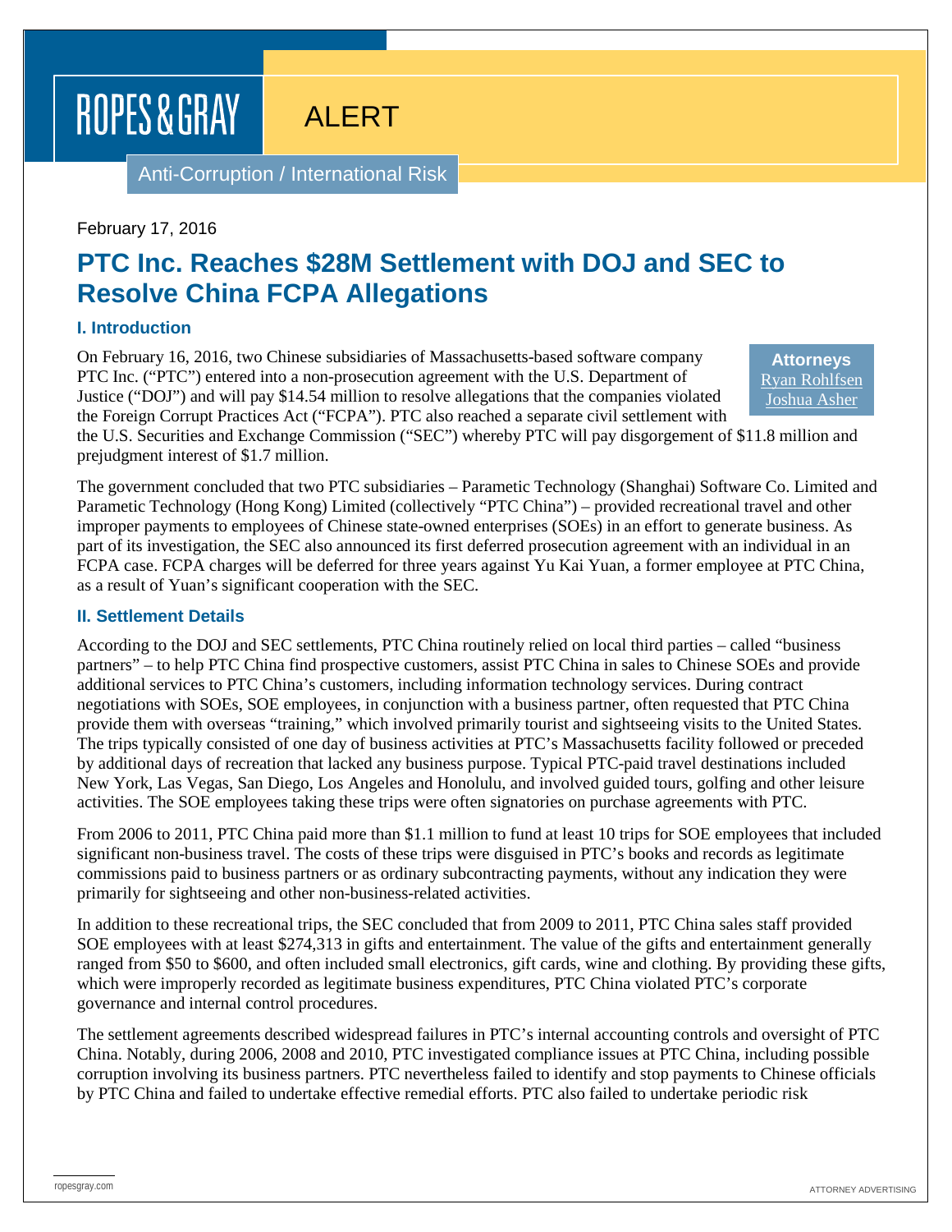ROPES & GRAY

ALERT

Anti-Corruption / International Risk

February 17, 2016

# PTC Inc. Reaches $28M Settlement with DOJ and SEC to Resolve China FCPA Allegations

## I. Introduction

**Attorneys**
Ryan Rohlfsen
Joshua Asher

On February 16, 2016, two Chinese subsidiaries of Massachusetts-based software company PTC Inc. ("PTC") entered into a non-prosecution agreement with the U.S. Department of Justice ("DOJ") and will pay $14.54 million to resolve allegations that the companies violated the Foreign Corrupt Practices Act ("FCPA"). PTC also reached a separate civil settlement with the U.S. Securities and Exchange Commission ("SEC") whereby PTC will pay disgorgement of $11.8 million and prejudgment interest of $1.7 million.

The government concluded that two PTC subsidiaries – Parametic Technology (Shanghai) Software Co. Limited and Parametic Technology (Hong Kong) Limited (collectively "PTC China") – provided recreational travel and other improper payments to employees of Chinese state-owned enterprises (SOEs) in an effort to generate business. As part of its investigation, the SEC also announced its first deferred prosecution agreement with an individual in an FCPA case. FCPA charges will be deferred for three years against Yu Kai Yuan, a former employee at PTC China, as a result of Yuan's significant cooperation with the SEC.

## II. Settlement Details

According to the DOJ and SEC settlements, PTC China routinely relied on local third parties – called "business partners" – to help PTC China find prospective customers, assist PTC China in sales to Chinese SOEs and provide additional services to PTC China's customers, including information technology services. During contract negotiations with SOEs, SOE employees, in conjunction with a business partner, often requested that PTC China provide them with overseas "training," which involved primarily tourist and sightseeing visits to the United States. The trips typically consisted of one day of business activities at PTC's Massachusetts facility followed or preceded by additional days of recreation that lacked any business purpose. Typical PTC-paid travel destinations included New York, Las Vegas, San Diego, Los Angeles and Honolulu, and involved guided tours, golfing and other leisure activities. The SOE employees taking these trips were often signatories on purchase agreements with PTC.

From 2006 to 2011, PTC China paid more than $1.1 million to fund at least 10 trips for SOE employees that included significant non-business travel. The costs of these trips were disguised in PTC's books and records as legitimate commissions paid to business partners or as ordinary subcontracting payments, without any indication they were primarily for sightseeing and other non-business-related activities.

In addition to these recreational trips, the SEC concluded that from 2009 to 2011, PTC China sales staff provided SOE employees with at least $274,313 in gifts and entertainment. The value of the gifts and entertainment generally ranged from $50 to $600, and often included small electronics, gift cards, wine and clothing. By providing these gifts, which were improperly recorded as legitimate business expenditures, PTC China violated PTC's corporate governance and internal control procedures.

The settlement agreements described widespread failures in PTC's internal accounting controls and oversight of PTC China. Notably, during 2006, 2008 and 2010, PTC investigated compliance issues at PTC China, including possible corruption involving its business partners. PTC nevertheless failed to identify and stop payments to Chinese officials by PTC China and failed to undertake effective remedial efforts. PTC also failed to undertake periodic risk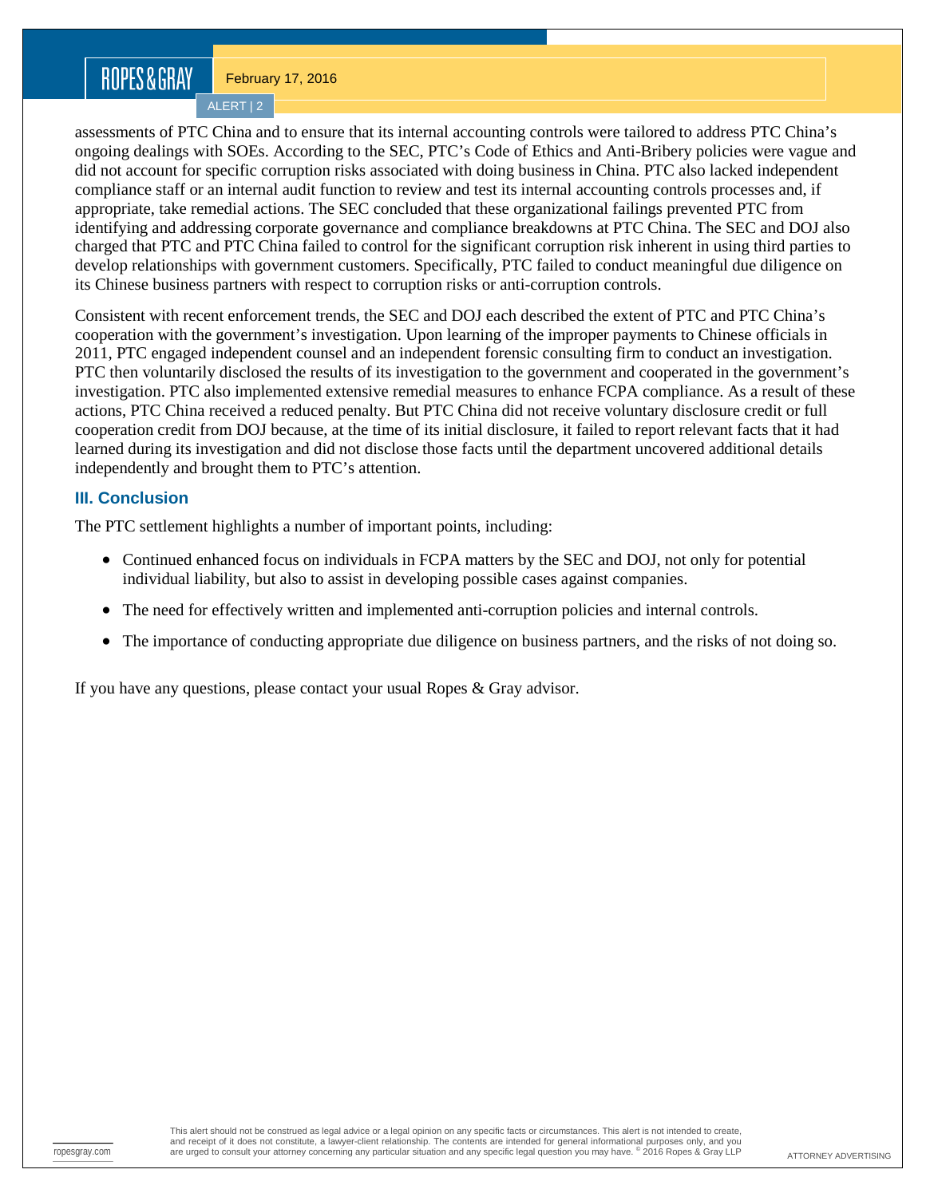assessments of PTC China and to ensure that its internal accounting controls were tailored to address PTC China's ongoing dealings with SOEs. According to the SEC, PTC's Code of Ethics and Anti-Bribery policies were vague and did not account for specific corruption risks associated with doing business in China. PTC also lacked independent compliance staff or an internal audit function to review and test its internal accounting controls processes and, if appropriate, take remedial actions. The SEC concluded that these organizational failings prevented PTC from identifying and addressing corporate governance and compliance breakdowns at PTC China. The SEC and DOJ also charged that PTC and PTC China failed to control for the significant corruption risk inherent in using third parties to develop relationships with government customers. Specifically, PTC failed to conduct meaningful due diligence on its Chinese business partners with respect to corruption risks or anti-corruption controls.

Consistent with recent enforcement trends, the SEC and DOJ each described the extent of PTC and PTC China's cooperation with the government's investigation. Upon learning of the improper payments to Chinese officials in 2011, PTC engaged independent counsel and an independent forensic consulting firm to conduct an investigation. PTC then voluntarily disclosed the results of its investigation to the government and cooperated in the government's investigation. PTC also implemented extensive remedial measures to enhance FCPA compliance. As a result of these actions, PTC China received a reduced penalty. But PTC China did not receive voluntary disclosure credit or full cooperation credit from DOJ because, at the time of its initial disclosure, it failed to report relevant facts that it had learned during its investigation and did not disclose those facts until the department uncovered additional details independently and brought them to PTC's attention.

### III. Conclusion

The PTC settlement highlights a number of important points, including:

- Continued enhanced focus on individuals in FCPA matters by the SEC and DOJ, not only for potential individual liability, but also to assist in developing possible cases against companies.
- The need for effectively written and implemented anti-corruption policies and internal controls.
- The importance of conducting appropriate due diligence on business partners, and the risks of not doing so.

If you have any questions, please contact your usual Ropes & Gray advisor.

This alert should not be construed as legal advice or a legal opinion on any specific facts or circumstances. This alert is not intended to create, and receipt of it does not constitute, a lawyer-client relationship. The contents are intended for general informational purposes only, and you are urged to consult your attorney concerning any particular situation and any specific legal question you may have. © 2016 Ropes & Gray LLP

ATTORNEY ADVERTISING